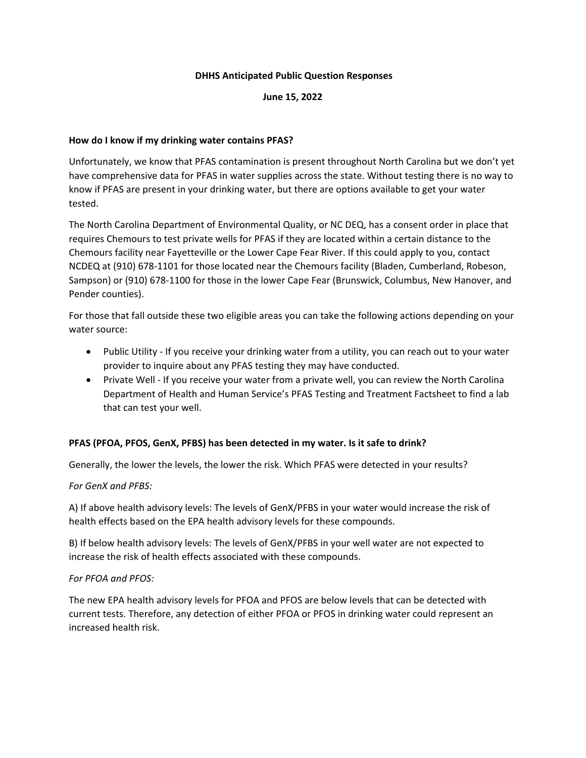**DHHS Anticipated Public Question Responses**

**June 15, 2022**

**How do I know if my drinking water contains PFAS?**

Unfortunately, we know that PFAS contamination is present throughout North Carolina but we don't yet have comprehensive data for PFAS in water supplies across the state. Without testing there is no way to know if PFAS are present in your drinking water, but there are options available to get your water tested.

The North Carolina Department of Environmental Quality, or NC DEQ, has a consent order in place that requires Chemours to test private wells for PFAS if they are located within a certain distance to the Chemours facility near Fayetteville or the Lower Cape Fear River. If this could apply to you, contact NCDEQ at (910) 678-1101 for those located near the Chemours facility (Bladen, Cumberland, Robeson, Sampson) or (910) 678-1100 for those in the lower Cape Fear (Brunswick, Columbus, New Hanover, and Pender counties).

For those that fall outside these two eligible areas you can take the following actions depending on your water source:

- Public Utility - If you receive your drinking water from a utility, you can reach out to your water provider to inquire about any PFAS testing they may have conducted.
- Private Well - If you receive your water from a private well, you can review the North Carolina Department of Health and Human Service's PFAS Testing and Treatment Factsheet to find a lab that can test your well.

**PFAS (PFOA, PFOS, GenX, PFBS) has been detected in my water. Is it safe to drink?**

Generally, the lower the levels, the lower the risk. Which PFAS were detected in your results?

*For GenX and PFBS:*

A) If above health advisory levels: The levels of GenX/PFBS in your water would increase the risk of health effects based on the EPA health advisory levels for these compounds.

B) If below health advisory levels: The levels of GenX/PFBS in your well water are not expected to increase the risk of health effects associated with these compounds.

*For PFOA and PFOS:*

The new EPA health advisory levels for PFOA and PFOS are below levels that can be detected with current tests. Therefore, any detection of either PFOA or PFOS in drinking water could represent an increased health risk.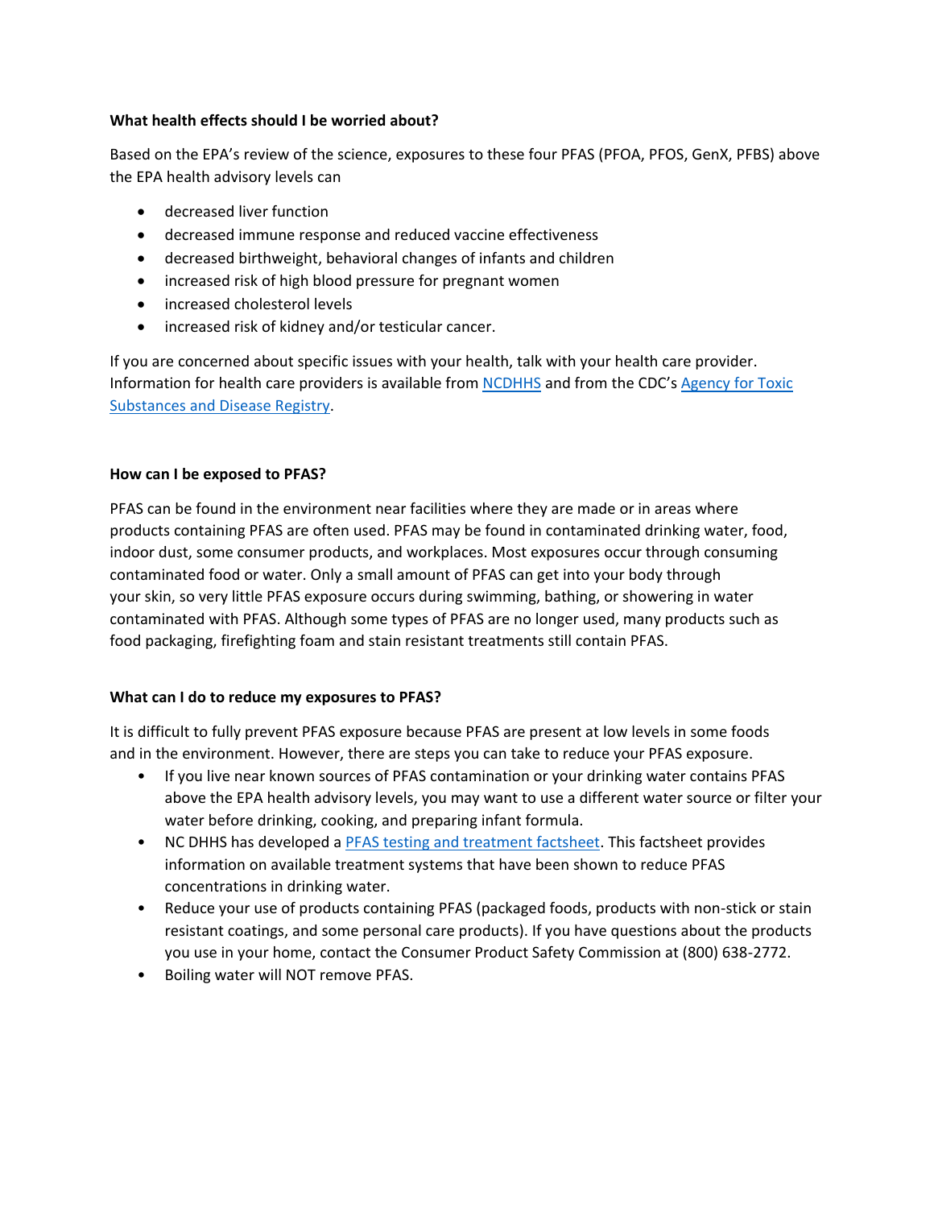**What health effects should I be worried about?**

Based on the EPA's review of the science, exposures to these four PFAS (PFOA, PFOS, GenX, PFBS) above the EPA health advisory levels can

- decreased liver function
- decreased immune response and reduced vaccine effectiveness
- decreased birthweight, behavioral changes of infants and children
- increased risk of high blood pressure for pregnant women
- increased cholesterol levels
- increased risk of kidney and/or testicular cancer.

If you are concerned about specific issues with your health, talk with your health care provider. Information for health care providers is available from NCDHHS and from the CDC's Agency for Toxic Substances and Disease Registry.

**How can I be exposed to PFAS?**

PFAS can be found in the environment near facilities where they are made or in areas where products containing PFAS are often used. PFAS may be found in contaminated drinking water, food, indoor dust, some consumer products, and workplaces. Most exposures occur through consuming contaminated food or water. Only a small amount of PFAS can get into your body through your skin, so very little PFAS exposure occurs during swimming, bathing, or showering in water contaminated with PFAS. Although some types of PFAS are no longer used, many products such as food packaging, firefighting foam and stain resistant treatments still contain PFAS.

**What can I do to reduce my exposures to PFAS?**

It is difficult to fully prevent PFAS exposure because PFAS are present at low levels in some foods and in the environment. However, there are steps you can take to reduce your PFAS exposure.

- If you live near known sources of PFAS contamination or your drinking water contains PFAS above the EPA health advisory levels, you may want to use a different water source or filter your water before drinking, cooking, and preparing infant formula.
- NC DHHS has developed a PFAS testing and treatment factsheet. This factsheet provides information on available treatment systems that have been shown to reduce PFAS concentrations in drinking water.
- Reduce your use of products containing PFAS (packaged foods, products with non-stick or stain resistant coatings, and some personal care products). If you have questions about the products you use in your home, contact the Consumer Product Safety Commission at (800) 638-2772.
- Boiling water will NOT remove PFAS.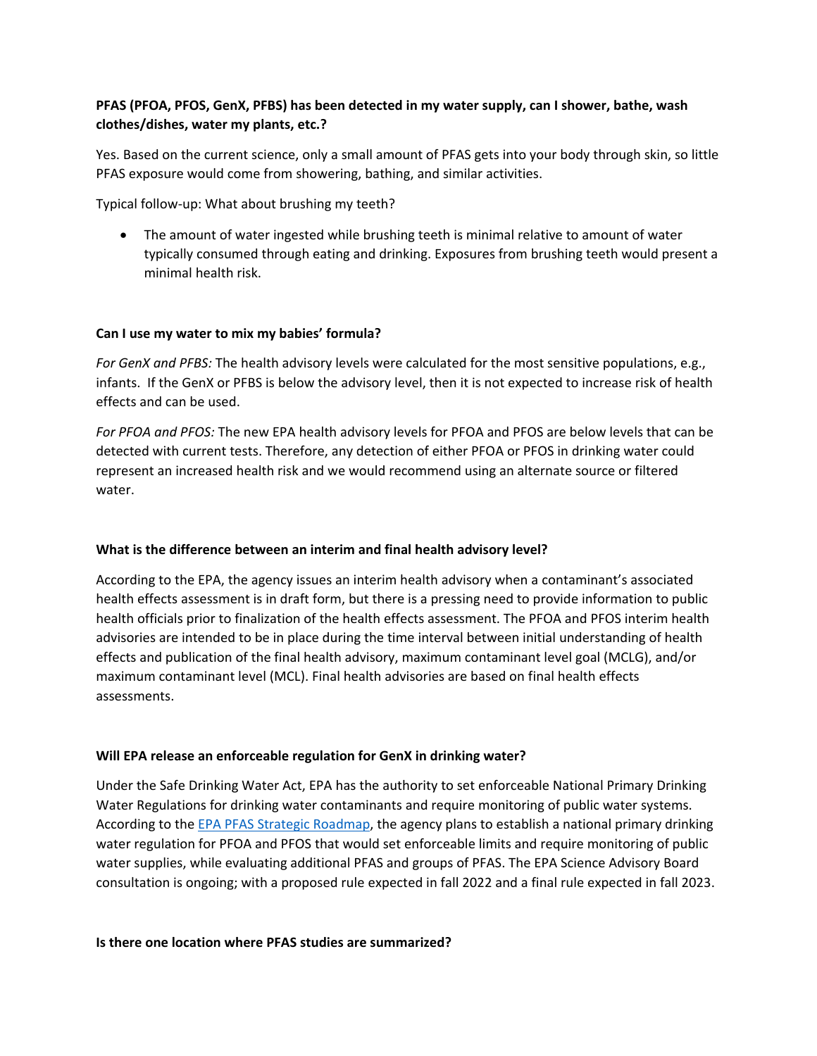**PFAS (PFOA, PFOS, GenX, PFBS) has been detected in my water supply, can I shower, bathe, wash clothes/dishes, water my plants, etc.?**

Yes. Based on the current science, only a small amount of PFAS gets into your body through skin, so little PFAS exposure would come from showering, bathing, and similar activities.

Typical follow-up: What about brushing my teeth?

- The amount of water ingested while brushing teeth is minimal relative to amount of water typically consumed through eating and drinking. Exposures from brushing teeth would present a minimal health risk.

**Can I use my water to mix my babies' formula?**

*For GenX and PFBS:* The health advisory levels were calculated for the most sensitive populations, e.g., infants. If the GenX or PFBS is below the advisory level, then it is not expected to increase risk of health effects and can be used.

*For PFOA and PFOS:* The new EPA health advisory levels for PFOA and PFOS are below levels that can be detected with current tests. Therefore, any detection of either PFOA or PFOS in drinking water could represent an increased health risk and we would recommend using an alternate source or filtered water.

**What is the difference between an interim and final health advisory level?**

According to the EPA, the agency issues an interim health advisory when a contaminant's associated health effects assessment is in draft form, but there is a pressing need to provide information to public health officials prior to finalization of the health effects assessment. The PFOA and PFOS interim health advisories are intended to be in place during the time interval between initial understanding of health effects and publication of the final health advisory, maximum contaminant level goal (MCLG), and/or maximum contaminant level (MCL). Final health advisories are based on final health effects assessments.

**Will EPA release an enforceable regulation for GenX in drinking water?**

Under the Safe Drinking Water Act, EPA has the authority to set enforceable National Primary Drinking Water Regulations for drinking water contaminants and require monitoring of public water systems. According to the EPA PFAS Strategic Roadmap, the agency plans to establish a national primary drinking water regulation for PFOA and PFOS that would set enforceable limits and require monitoring of public water supplies, while evaluating additional PFAS and groups of PFAS. The EPA Science Advisory Board consultation is ongoing; with a proposed rule expected in fall 2022 and a final rule expected in fall 2023.

**Is there one location where PFAS studies are summarized?**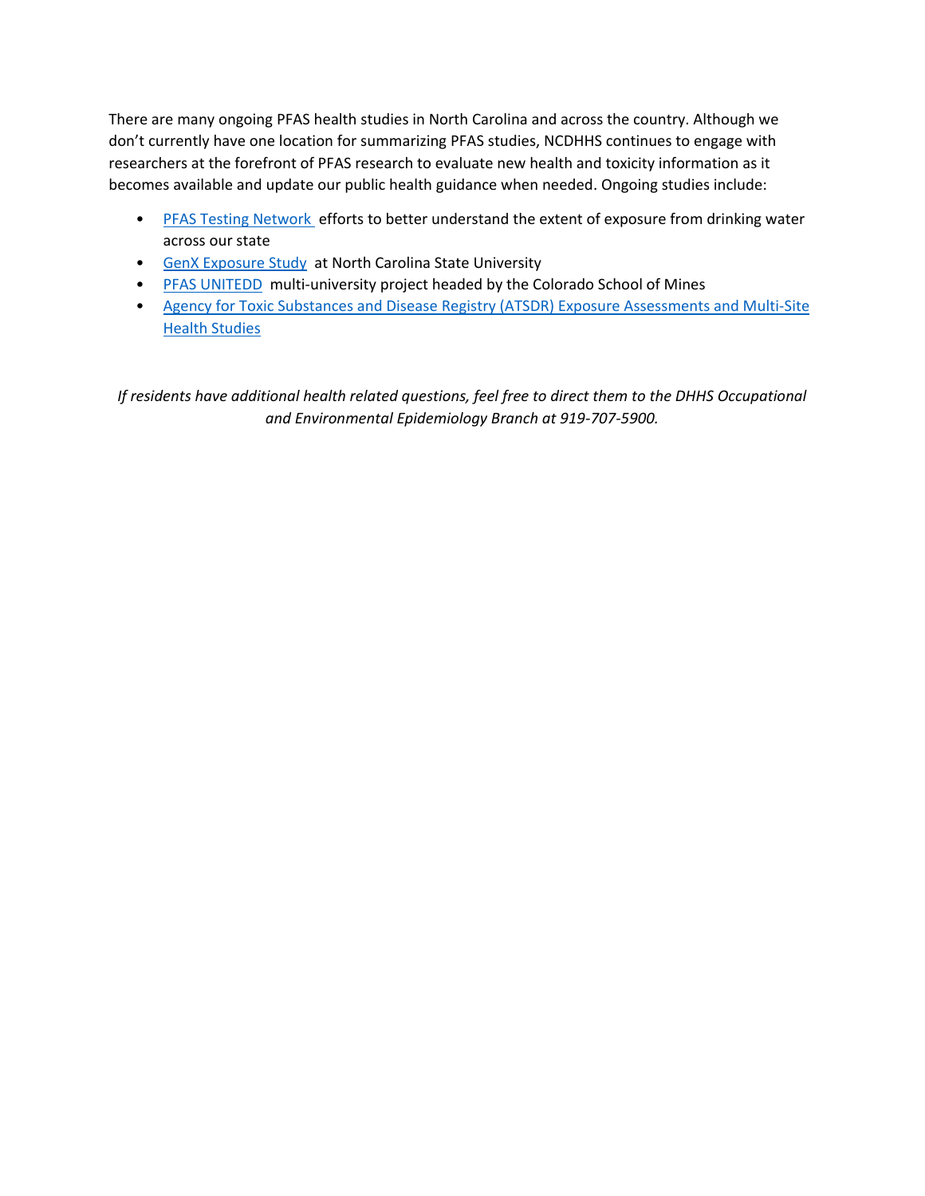There are many ongoing PFAS health studies in North Carolina and across the country. Although we don't currently have one location for summarizing PFAS studies, NCDHHS continues to engage with researchers at the forefront of PFAS research to evaluate new health and toxicity information as it becomes available and update our public health guidance when needed. Ongoing studies include:

- PFAS Testing Network efforts to better understand the extent of exposure from drinking water across our state
- GenX Exposure Study at North Carolina State University
- PFAS UNITEDD multi-university project headed by the Colorado School of Mines
- Agency for Toxic Substances and Disease Registry (ATSDR) Exposure Assessments and Multi-Site Health Studies

*If residents have additional health related questions, feel free to direct them to the DHHS Occupational and Environmental Epidemiology Branch at 919-707-5900.*